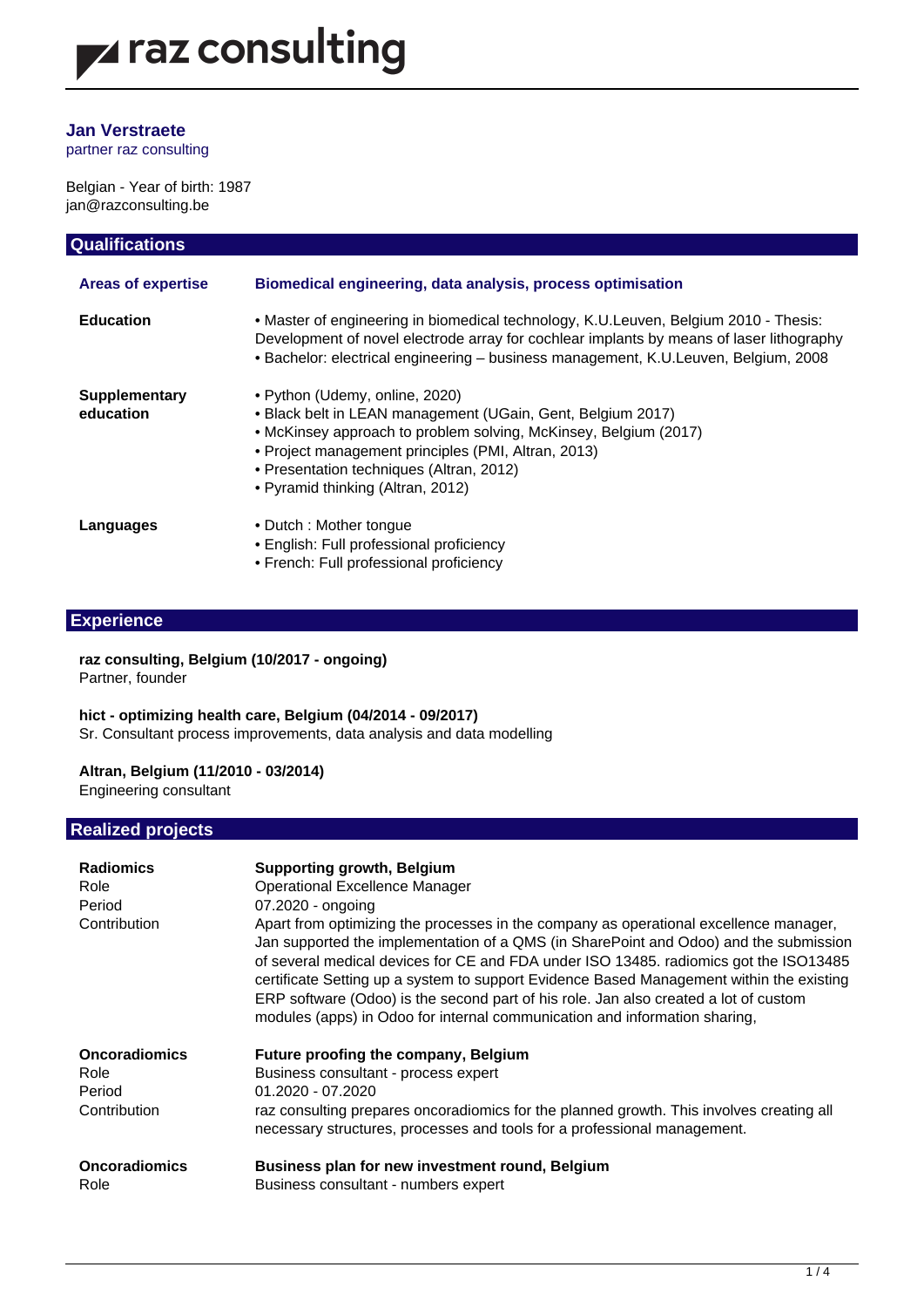raz consulting

# Jan Verstraete

partner raz consulting

Belgian - Year of birth: 1987
jan@razconsulting.be

## Qualifications

| | |
|---|---|
| **Areas of expertise** | **Biomedical engineering, data analysis, process optimisation** |
| **Education** | • Master of engineering in biomedical technology, K.U.Leuven, Belgium 2010 - Thesis: Development of novel electrode array for cochlear implants by means of laser lithography<br>• Bachelor: electrical engineering – business management, K.U.Leuven, Belgium, 2008 |
| **Supplementary education** | • Python (Udemy, online, 2020)<br>• Black belt in LEAN management (UGain, Gent, Belgium 2017)<br>• McKinsey approach to problem solving, McKinsey, Belgium (2017)<br>• Project management principles (PMI, Altran, 2013)<br>• Presentation techniques (Altran, 2012)<br>• Pyramid thinking (Altran, 2012) |
| **Languages** | • Dutch : Mother tongue<br>• English: Full professional proficiency<br>• French: Full professional proficiency |

## Experience

**raz consulting, Belgium (10/2017 - ongoing)**
Partner, founder

**hict - optimizing health care, Belgium (04/2014 - 09/2017)**
Sr. Consultant process improvements, data analysis and data modelling

**Altran, Belgium (11/2010 - 03/2014)**
Engineering consultant

## Realized projects

| | |
|---|---|
| **Radiomics** | **Supporting growth, Belgium** |
| Role | Operational Excellence Manager |
| Period | 07.2020 - ongoing |
| Contribution | Apart from optimizing the processes in the company as operational excellence manager, Jan supported the implementation of a QMS (in SharePoint and Odoo) and the submission of several medical devices for CE and FDA under ISO 13485. radiomics got the ISO13485 certificate Setting up a system to support Evidence Based Management within the existing ERP software (Odoo) is the second part of his role. Jan also created a lot of custom modules (apps) in Odoo for internal communication and information sharing, |
| **Oncoradiomics** | **Future proofing the company, Belgium** |
| Role | Business consultant - process expert |
| Period | 01.2020 - 07.2020 |
| Contribution | raz consulting prepares oncoradiomics for the planned growth. This involves creating all necessary structures, processes and tools for a professional management. |
| **Oncoradiomics** | **Business plan for new investment round, Belgium** |
| Role | Business consultant - numbers expert |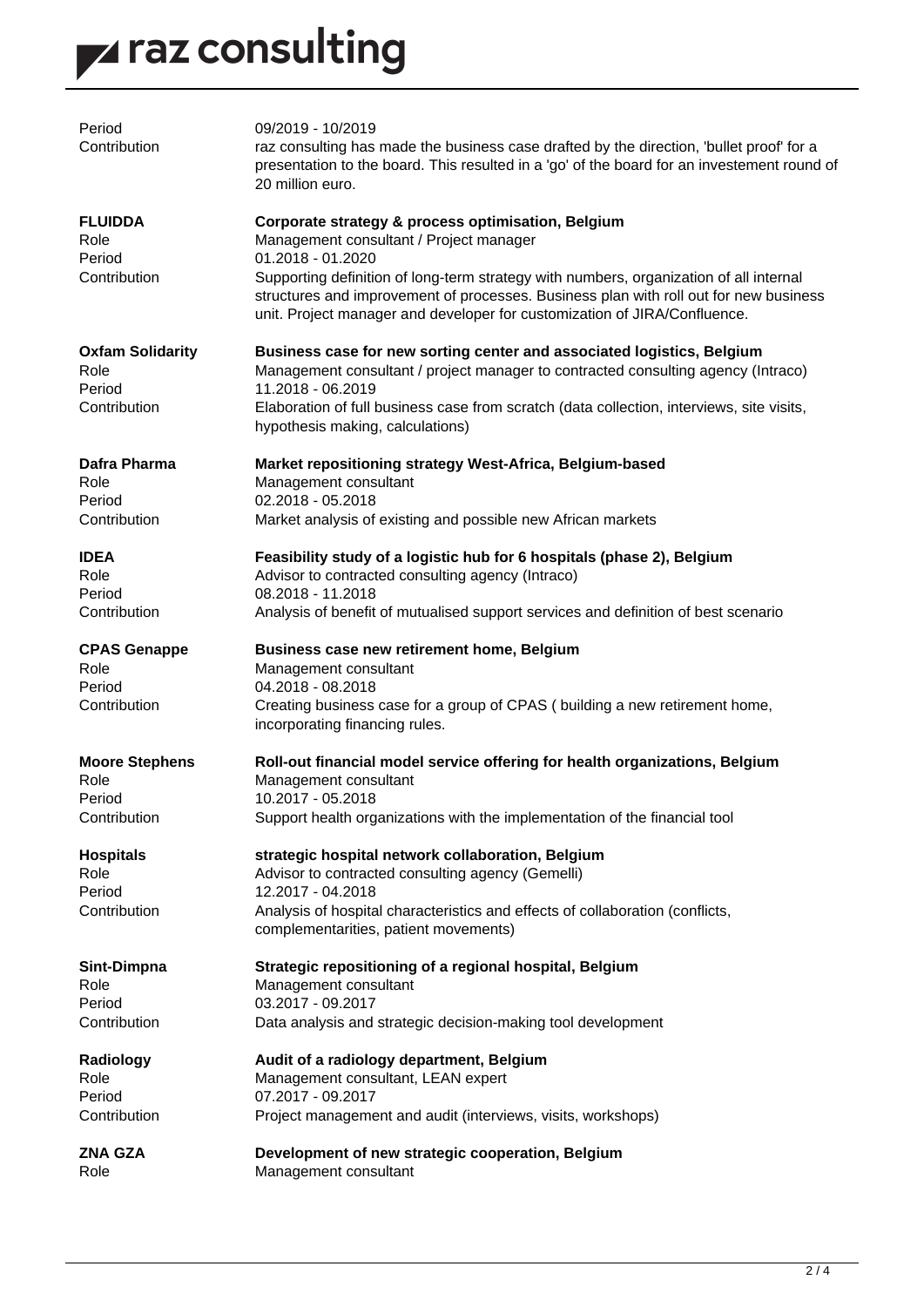| | |
|---|---|
| Period | 09/2019 - 10/2019 |
| Contribution | raz consulting has made the business case drafted by the direction, 'bullet proof' for a presentation to the board. This resulted in a 'go' of the board for an investement round of 20 million euro. |

| | |
|---|---|
| **FLUIDDA** | **Corporate strategy & process optimisation, Belgium** |
| Role | Management consultant / Project manager |
| Period | 01.2018 - 01.2020 |
| Contribution | Supporting definition of long-term strategy with numbers, organization of all internal structures and improvement of processes. Business plan with roll out for new business unit. Project manager and developer for customization of JIRA/Confluence. |

| | |
|---|---|
| **Oxfam Solidarity** | **Business case for new sorting center and associated logistics, Belgium** |
| Role | Management consultant / project manager to contracted consulting agency (Intraco) |
| Period | 11.2018 - 06.2019 |
| Contribution | Elaboration of full business case from scratch (data collection, interviews, site visits, hypothesis making, calculations) |

| | |
|---|---|
| **Dafra Pharma** | **Market repositioning strategy West-Africa, Belgium-based** |
| Role | Management consultant |
| Period | 02.2018 - 05.2018 |
| Contribution | Market analysis of existing and possible new African markets |

| | |
|---|---|
| **IDEA** | **Feasibility study of a logistic hub for 6 hospitals (phase 2), Belgium** |
| Role | Advisor to contracted consulting agency (Intraco) |
| Period | 08.2018 - 11.2018 |
| Contribution | Analysis of benefit of mutualised support services and definition of best scenario |

| | |
|---|---|
| **CPAS Genappe** | **Business case new retirement home, Belgium** |
| Role | Management consultant |
| Period | 04.2018 - 08.2018 |
| Contribution | Creating business case for a group of CPAS ( building a new retirement home, incorporating financing rules. |

| | |
|---|---|
| **Moore Stephens** | **Roll-out financial model service offering for health organizations, Belgium** |
| Role | Management consultant |
| Period | 10.2017 - 05.2018 |
| Contribution | Support health organizations with the implementation of the financial tool |

| | |
|---|---|
| **Hospitals** | **strategic hospital network collaboration, Belgium** |
| Role | Advisor to contracted consulting agency (Gemelli) |
| Period | 12.2017 - 04.2018 |
| Contribution | Analysis of hospital characteristics and effects of collaboration (conflicts, complementarities, patient movements) |

| | |
|---|---|
| **Sint-Dimpna** | **Strategic repositioning of a regional hospital, Belgium** |
| Role | Management consultant |
| Period | 03.2017 - 09.2017 |
| Contribution | Data analysis and strategic decision-making tool development |

| | |
|---|---|
| **Radiology** | **Audit of a radiology department, Belgium** |
| Role | Management consultant, LEAN expert |
| Period | 07.2017 - 09.2017 |
| Contribution | Project management and audit (interviews, visits, workshops) |

| | |
|---|---|
| **ZNA GZA** | **Development of new strategic cooperation, Belgium** |
| Role | Management consultant |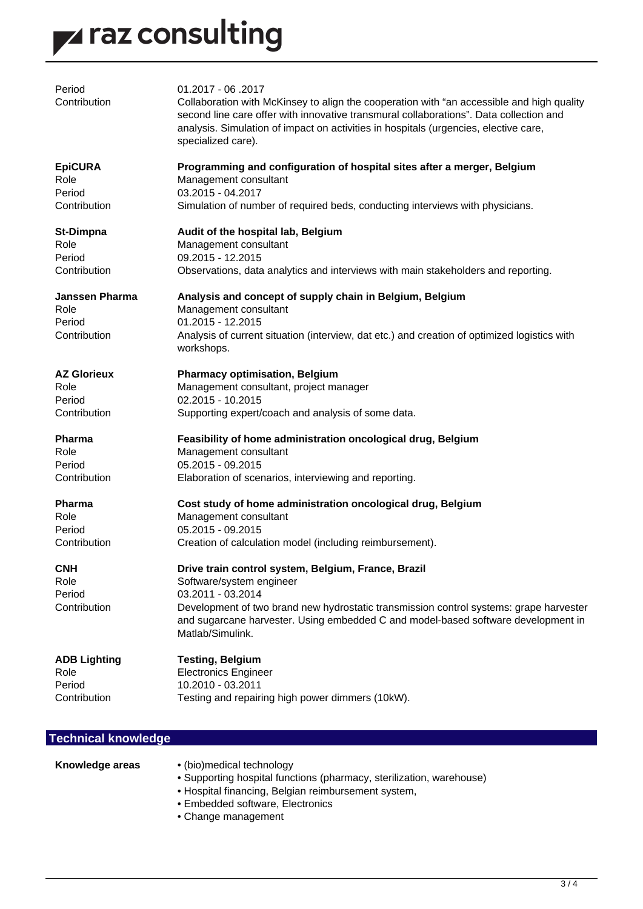| | |
|---|---|
| Period | 01.2017 - 06 .2017 |
| Contribution | Collaboration with McKinsey to align the cooperation with “an accessible and high quality second line care offer with innovative transmural collaborations”. Data collection and analysis. Simulation of impact on activities in hospitals (urgencies, elective care, specialized care). |

| **EpiCURA** | **Programming and configuration of hospital sites after a merger, Belgium** |
|---|---|
| Role | Management consultant |
| Period | 03.2015 - 04.2017 |
| Contribution | Simulation of number of required beds, conducting interviews with physicians. |

| **St-Dimpna** | **Audit of the hospital lab, Belgium** |
|---|---|
| Role | Management consultant |
| Period | 09.2015 - 12.2015 |
| Contribution | Observations, data analytics and interviews with main stakeholders and reporting. |

| **Janssen Pharma** | **Analysis and concept of supply chain in Belgium, Belgium** |
|---|---|
| Role | Management consultant |
| Period | 01.2015 - 12.2015 |
| Contribution | Analysis of current situation (interview, dat etc.) and creation of optimized logistics with workshops. |

| **AZ Glorieux** | **Pharmacy optimisation, Belgium** |
|---|---|
| Role | Management consultant, project manager |
| Period | 02.2015 - 10.2015 |
| Contribution | Supporting expert/coach and analysis of some data. |

| **Pharma** | **Feasibility of home administration oncological drug, Belgium** |
|---|---|
| Role | Management consultant |
| Period | 05.2015 - 09.2015 |
| Contribution | Elaboration of scenarios, interviewing and reporting. |

| **Pharma** | **Cost study of home administration oncological drug, Belgium** |
|---|---|
| Role | Management consultant |
| Period | 05.2015 - 09.2015 |
| Contribution | Creation of calculation model (including reimbursement). |

| **CNH** | **Drive train control system, Belgium, France, Brazil** |
|---|---|
| Role | Software/system engineer |
| Period | 03.2011 - 03.2014 |
| Contribution | Development of two brand new hydrostatic transmission control systems: grape harvester and sugarcane harvester. Using embedded C and model-based software development in Matlab/Simulink. |

| **ADB Lighting** | **Testing, Belgium** |
|---|---|
| Role | Electronics Engineer |
| Period | 10.2010 - 03.2011 |
| Contribution | Testing and repairing high power dimmers (10kW). |

## Technical knowledge

**Knowledge areas**

- (bio)medical technology
- Supporting hospital functions (pharmacy, sterilization, warehouse)
- Hospital financing, Belgian reimbursement system,
- Embedded software, Electronics
- Change management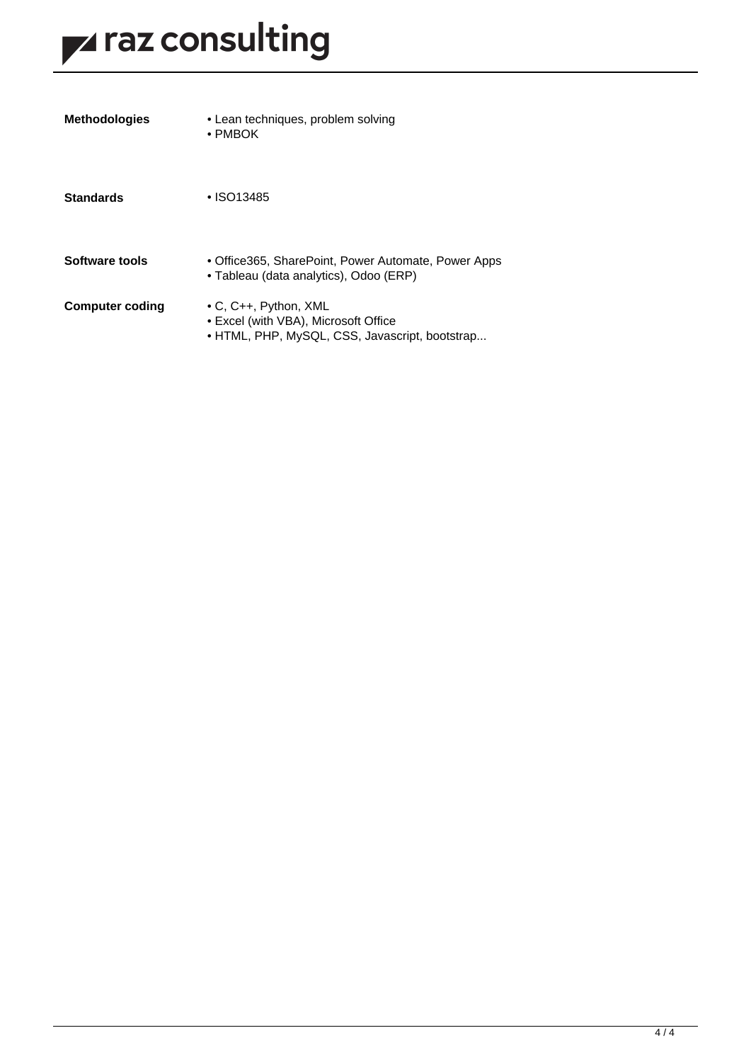| | |
|---|---|
| **Methodologies** | • Lean techniques, problem solving<br>• PMBOK |
| **Standards** | • ISO13485 |
| **Software tools** | • Office365, SharePoint, Power Automate, Power Apps<br>• Tableau (data analytics), Odoo (ERP) |
| **Computer coding** | • C, C++, Python, XML<br>• Excel (with VBA), Microsoft Office<br>• HTML, PHP, MySQL, CSS, Javascript, bootstrap... |